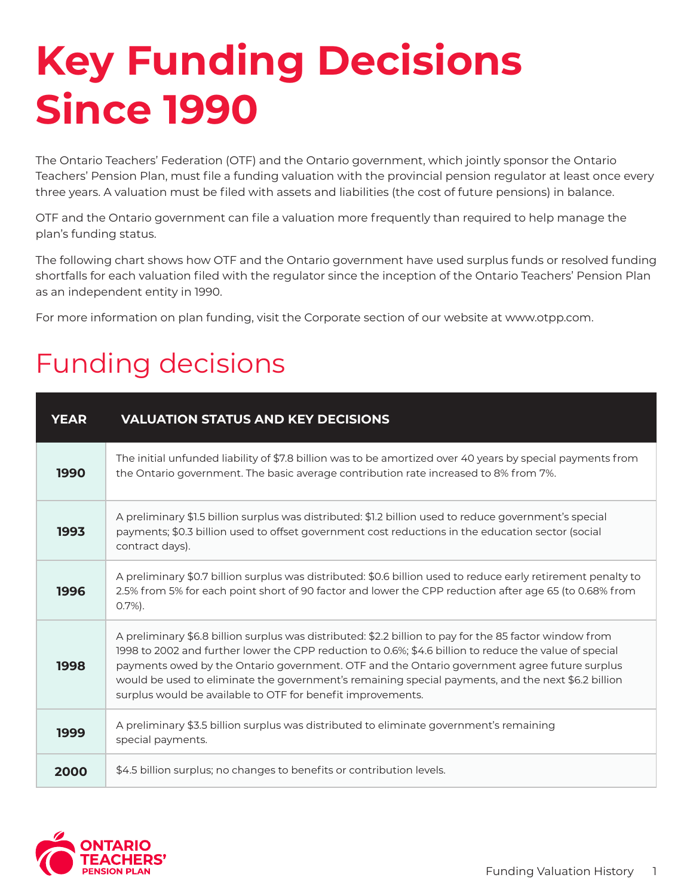# Key Funding Decisions Since 1990

The Ontario Teachers' Federation (OTF) and the Ontario government, which jointly sponsor the Ontario Teachers' Pension Plan, must file a funding valuation with the provincial pension regulator at least once every three years. A valuation must be filed with assets and liabilities (the cost of future pensions) in balance.

OTF and the Ontario government can file a valuation more frequently than required to help manage the plan's funding status.

The following chart shows how OTF and the Ontario government have used surplus funds or resolved funding shortfalls for each valuation filed with the regulator since the inception of the Ontario Teachers' Pension Plan as an independent entity in 1990.

For more information on plan funding, visit the Corporate section of our website at www.otpp.com.

## Funding decisions

| YEAR | VALUATION STATUS AND KEY DECISIONS |
|---|---|
| **1990** | The initial unfunded liability of $7.8 billion was to be amortized over 40 years by special payments from the Ontario government. The basic average contribution rate increased to 8% from 7%. |
| **1993** | A preliminary $1.5 billion surplus was distributed: $1.2 billion used to reduce government's special payments; $0.3 billion used to offset government cost reductions in the education sector (social contract days). |
| **1996** | A preliminary $0.7 billion surplus was distributed: $0.6 billion used to reduce early retirement penalty to 2.5% from 5% for each point short of 90 factor and lower the CPP reduction after age 65 (to 0.68% from 0.7%). |
| **1998** | A preliminary $6.8 billion surplus was distributed: $2.2 billion to pay for the 85 factor window from 1998 to 2002 and further lower the CPP reduction to 0.6%; $4.6 billion to reduce the value of special payments owed by the Ontario government. OTF and the Ontario government agree future surplus would be used to eliminate the government's remaining special payments, and the next $6.2 billion surplus would be available to OTF for benefit improvements. |
| **1999** | A preliminary $3.5 billion surplus was distributed to eliminate government's remaining special payments. |
| **2000** | $4.5 billion surplus; no changes to benefits or contribution levels. |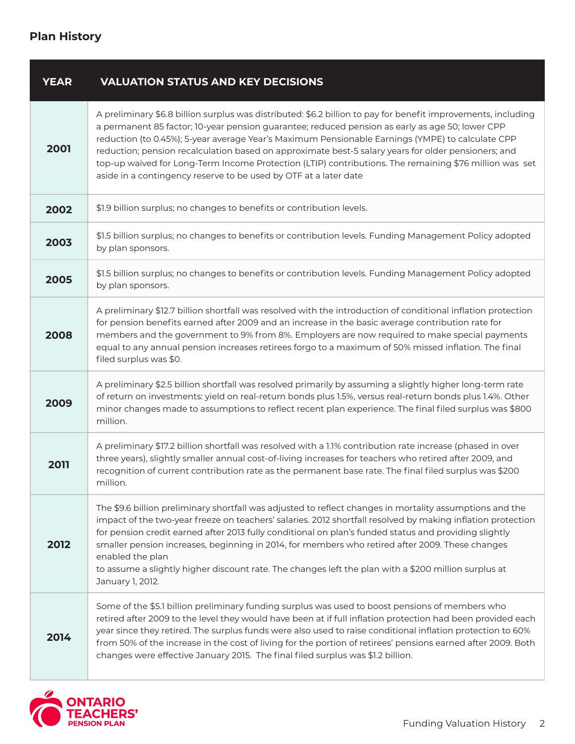## Plan History

| YEAR | VALUATION STATUS AND KEY DECISIONS |
|---|---|
| 2001 | A preliminary $6.8 billion surplus was distributed: $6.2 billion to pay for benefit improvements, including a permanent 85 factor; 10-year pension guarantee; reduced pension as early as age 50; lower CPP reduction (to 0.45%); 5-year average Year's Maximum Pensionable Earnings (YMPE) to calculate CPP reduction; pension recalculation based on approximate best-5 salary years for older pensioners; and top-up waived for Long-Term Income Protection (LTIP) contributions. The remaining $76 million was set aside in a contingency reserve to be used by OTF at a later date |
| 2002 | $1.9 billion surplus; no changes to benefits or contribution levels. |
| 2003 | $1.5 billion surplus; no changes to benefits or contribution levels. Funding Management Policy adopted by plan sponsors. |
| 2005 | $1.5 billion surplus; no changes to benefits or contribution levels. Funding Management Policy adopted by plan sponsors. |
| 2008 | A preliminary $12.7 billion shortfall was resolved with the introduction of conditional inflation protection for pension benefits earned after 2009 and an increase in the basic average contribution rate for members and the government to 9% from 8%. Employers are now required to make special payments equal to any annual pension increases retirees forgo to a maximum of 50% missed inflation. The final filed surplus was $0. |
| 2009 | A preliminary $2.5 billion shortfall was resolved primarily by assuming a slightly higher long-term rate of return on investments: yield on real-return bonds plus 1.5%, versus real-return bonds plus 1.4%. Other minor changes made to assumptions to reflect recent plan experience. The final filed surplus was $800 million. |
| 2011 | A preliminary $17.2 billion shortfall was resolved with a 1.1% contribution rate increase (phased in over three years), slightly smaller annual cost-of-living increases for teachers who retired after 2009, and recognition of current contribution rate as the permanent base rate. The final filed surplus was $200 million. |
| 2012 | The $9.6 billion preliminary shortfall was adjusted to reflect changes in mortality assumptions and the impact of the two-year freeze on teachers' salaries. 2012 shortfall resolved by making inflation protection for pension credit earned after 2013 fully conditional on plan's funded status and providing slightly smaller pension increases, beginning in 2014, for members who retired after 2009. These changes enabled the plan to assume a slightly higher discount rate. The changes left the plan with a $200 million surplus at January 1, 2012. |
| 2014 | Some of the $5.1 billion preliminary funding surplus was used to boost pensions of members who retired after 2009 to the level they would have been at if full inflation protection had been provided each year since they retired. The surplus funds were also used to raise conditional inflation protection to 60% from 50% of the increase in the cost of living for the portion of retirees' pensions earned after 2009. Both changes were effective January 2015. The final filed surplus was $1.2 billion. |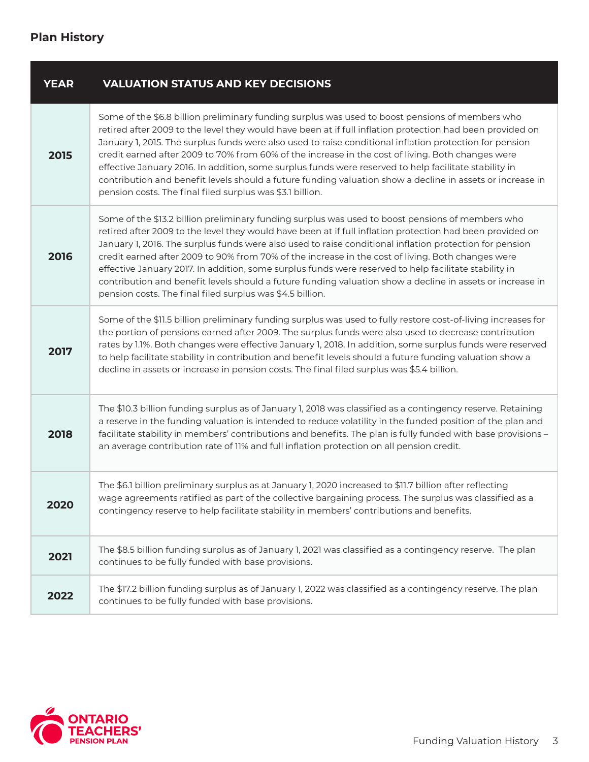## Plan History

| YEAR | VALUATION STATUS AND KEY DECISIONS |
|---|---|
| 2015 | Some of the $6.8 billion preliminary funding surplus was used to boost pensions of members who retired after 2009 to the level they would have been at if full inflation protection had been provided on January 1, 2015. The surplus funds were also used to raise conditional inflation protection for pension credit earned after 2009 to 70% from 60% of the increase in the cost of living. Both changes were effective January 2016. In addition, some surplus funds were reserved to help facilitate stability in contribution and benefit levels should a future funding valuation show a decline in assets or increase in pension costs. The final filed surplus was $3.1 billion. |
| 2016 | Some of the $13.2 billion preliminary funding surplus was used to boost pensions of members who retired after 2009 to the level they would have been at if full inflation protection had been provided on January 1, 2016. The surplus funds were also used to raise conditional inflation protection for pension credit earned after 2009 to 90% from 70% of the increase in the cost of living. Both changes were effective January 2017. In addition, some surplus funds were reserved to help facilitate stability in contribution and benefit levels should a future funding valuation show a decline in assets or increase in pension costs. The final filed surplus was $4.5 billion. |
| 2017 | Some of the $11.5 billion preliminary funding surplus was used to fully restore cost-of-living increases for the portion of pensions earned after 2009. The surplus funds were also used to decrease contribution rates by 1.1%. Both changes were effective January 1, 2018. In addition, some surplus funds were reserved to help facilitate stability in contribution and benefit levels should a future funding valuation show a decline in assets or increase in pension costs. The final filed surplus was $5.4 billion. |
| 2018 | The $10.3 billion funding surplus as of January 1, 2018 was classified as a contingency reserve. Retaining a reserve in the funding valuation is intended to reduce volatility in the funded position of the plan and facilitate stability in members' contributions and benefits. The plan is fully funded with base provisions – an average contribution rate of 11% and full inflation protection on all pension credit. |
| 2020 | The $6.1 billion preliminary surplus as at January 1, 2020 increased to $11.7 billion after reflecting wage agreements ratified as part of the collective bargaining process. The surplus was classified as a contingency reserve to help facilitate stability in members' contributions and benefits. |
| 2021 | The $8.5 billion funding surplus as of January 1, 2021 was classified as a contingency reserve. The plan continues to be fully funded with base provisions. |
| 2022 | The $17.2 billion funding surplus as of January 1, 2022 was classified as a contingency reserve. The plan continues to be fully funded with base provisions. |